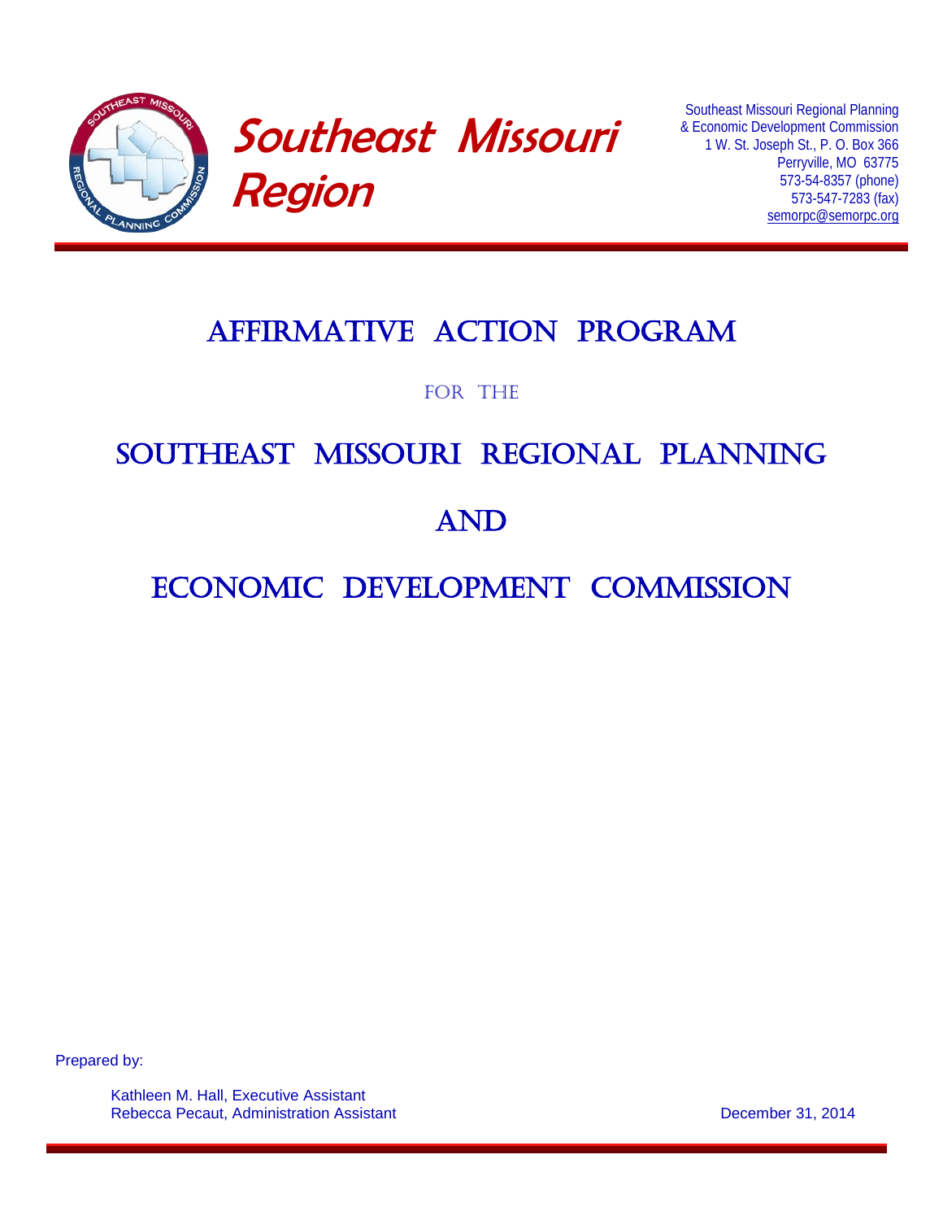Southeast Missouri Region

Southeast Missouri Regional Planning
& Economic Development Commission
1 W. St. Joseph St., P. O. Box 366
Perryville, MO 63775
573-54-8357 (phone)
573-547-7283 (fax)
semorpc@semorpc.org

# AFFIRMATIVE ACTION PROGRAM

FOR THE

# SOUTHEAST MISSOURI REGIONAL PLANNING AND ECONOMIC DEVELOPMENT COMMISSION

Prepared by:

Kathleen M. Hall, Executive Assistant
Rebecca Pecaut, Administration Assistant

December 31, 2014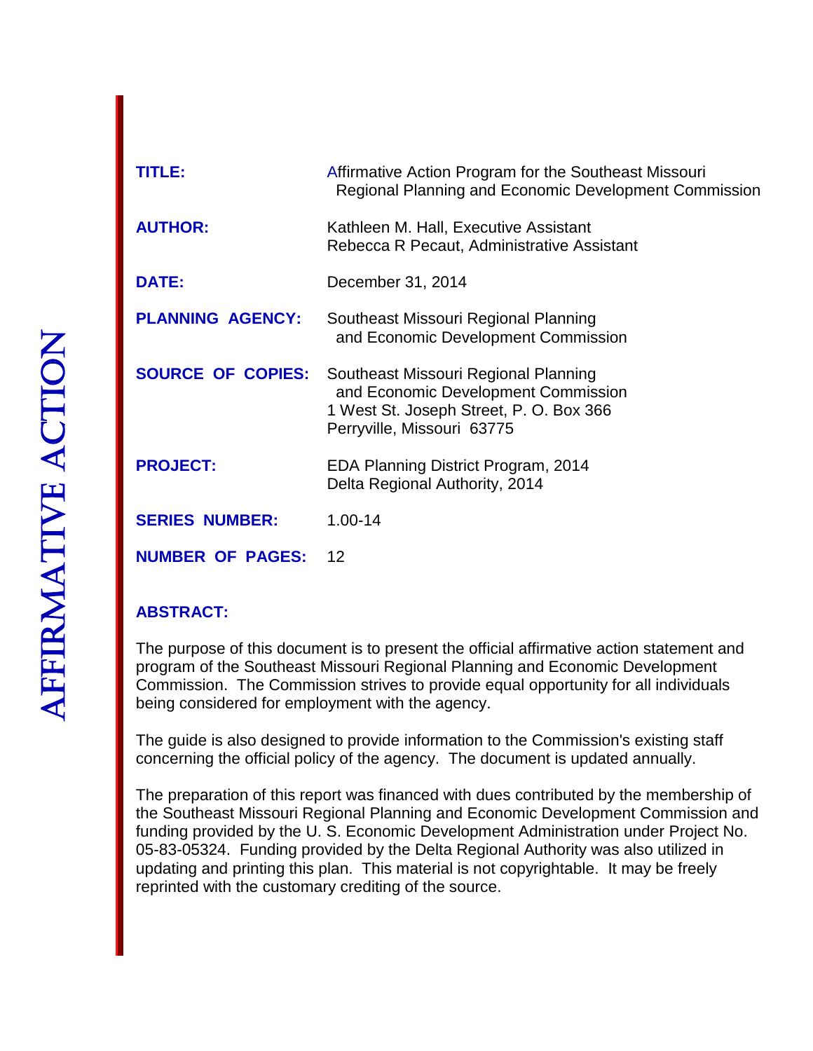# AFFIRMATIVE ACTION

| | |
|---|---|
| **TITLE:** | Affirmative Action Program for the Southeast Missouri Regional Planning and Economic Development Commission |
| **AUTHOR:** | Kathleen M. Hall, Executive Assistant<br>Rebecca R Pecaut, Administrative Assistant |
| **DATE:** | December 31, 2014 |
| **PLANNING AGENCY:** | Southeast Missouri Regional Planning and Economic Development Commission |
| **SOURCE OF COPIES:** | Southeast Missouri Regional Planning and Economic Development Commission<br>1 West St. Joseph Street, P. O. Box 366<br>Perryville, Missouri 63775 |
| **PROJECT:** | EDA Planning District Program, 2014<br>Delta Regional Authority, 2014 |
| **SERIES NUMBER:** | 1.00-14 |
| **NUMBER OF PAGES:** | 12 |

**ABSTRACT:**

The purpose of this document is to present the official affirmative action statement and program of the Southeast Missouri Regional Planning and Economic Development Commission. The Commission strives to provide equal opportunity for all individuals being considered for employment with the agency.

The guide is also designed to provide information to the Commission's existing staff concerning the official policy of the agency. The document is updated annually.

The preparation of this report was financed with dues contributed by the membership of the Southeast Missouri Regional Planning and Economic Development Commission and funding provided by the U. S. Economic Development Administration under Project No. 05-83-05324. Funding provided by the Delta Regional Authority was also utilized in updating and printing this plan. This material is not copyrightable. It may be freely reprinted with the customary crediting of the source.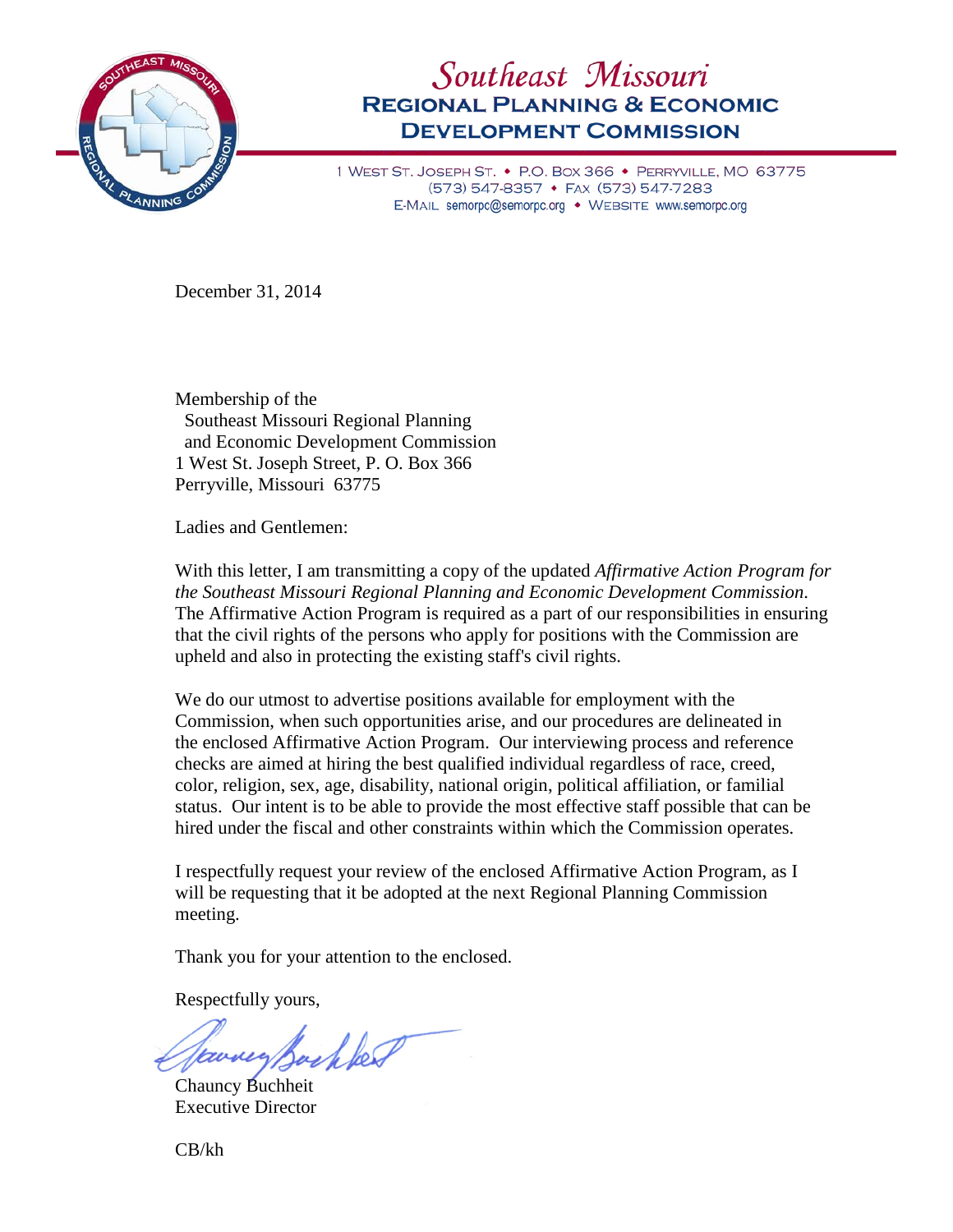# Southeast Missouri
## Regional Planning & Economic Development Commission

1 West St. Joseph St. • P.O. Box 366 • Perryville, MO 63775
(573) 547-8357 • Fax (573) 547-7283
E-Mail semorpc@semorpc.org • Website www.semorpc.org

December 31, 2014

Membership of the
Southeast Missouri Regional Planning
and Economic Development Commission
1 West St. Joseph Street, P. O. Box 366
Perryville, Missouri 63775

Ladies and Gentlemen:

With this letter, I am transmitting a copy of the updated *Affirmative Action Program for the Southeast Missouri Regional Planning and Economic Development Commission.* The Affirmative Action Program is required as a part of our responsibilities in ensuring that the civil rights of the persons who apply for positions with the Commission are upheld and also in protecting the existing staff's civil rights.

We do our utmost to advertise positions available for employment with the Commission, when such opportunities arise, and our procedures are delineated in the enclosed Affirmative Action Program. Our interviewing process and reference checks are aimed at hiring the best qualified individual regardless of race, creed, color, religion, sex, age, disability, national origin, political affiliation, or familial status. Our intent is to be able to provide the most effective staff possible that can be hired under the fiscal and other constraints within which the Commission operates.

I respectfully request your review of the enclosed Affirmative Action Program, as I will be requesting that it be adopted at the next Regional Planning Commission meeting.

Thank you for your attention to the enclosed.

Respectfully yours,

Chauncy Buchheit
Executive Director

CB/kh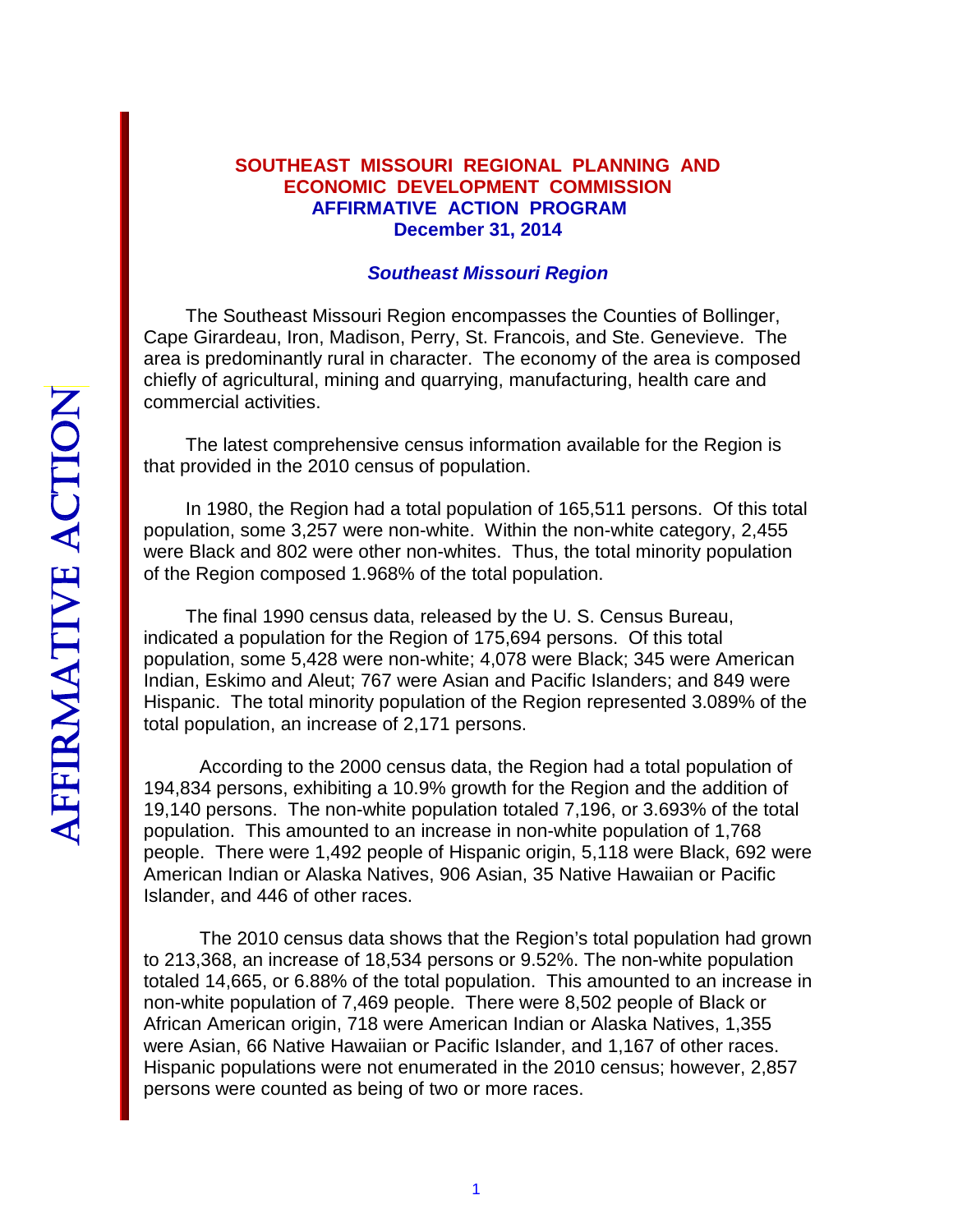# SOUTHEAST MISSOURI REGIONAL PLANNING AND ECONOMIC DEVELOPMENT COMMISSION
## AFFIRMATIVE ACTION PROGRAM
## December 31, 2014

### *Southeast Missouri Region*

The Southeast Missouri Region encompasses the Counties of Bollinger, Cape Girardeau, Iron, Madison, Perry, St. Francois, and Ste. Genevieve. The area is predominantly rural in character. The economy of the area is composed chiefly of agricultural, mining and quarrying, manufacturing, health care and commercial activities.

The latest comprehensive census information available for the Region is that provided in the 2010 census of population.

In 1980, the Region had a total population of 165,511 persons. Of this total population, some 3,257 were non-white. Within the non-white category, 2,455 were Black and 802 were other non-whites. Thus, the total minority population of the Region composed 1.968% of the total population.

The final 1990 census data, released by the U. S. Census Bureau, indicated a population for the Region of 175,694 persons. Of this total population, some 5,428 were non-white; 4,078 were Black; 345 were American Indian, Eskimo and Aleut; 767 were Asian and Pacific Islanders; and 849 were Hispanic. The total minority population of the Region represented 3.089% of the total population, an increase of 2,171 persons.

According to the 2000 census data, the Region had a total population of 194,834 persons, exhibiting a 10.9% growth for the Region and the addition of 19,140 persons. The non-white population totaled 7,196, or 3.693% of the total population. This amounted to an increase in non-white population of 1,768 people. There were 1,492 people of Hispanic origin, 5,118 were Black, 692 were American Indian or Alaska Natives, 906 Asian, 35 Native Hawaiian or Pacific Islander, and 446 of other races.

The 2010 census data shows that the Region's total population had grown to 213,368, an increase of 18,534 persons or 9.52%. The non-white population totaled 14,665, or 6.88% of the total population. This amounted to an increase in non-white population of 7,469 people. There were 8,502 people of Black or African American origin, 718 were American Indian or Alaska Natives, 1,355 were Asian, 66 Native Hawaiian or Pacific Islander, and 1,167 of other races. Hispanic populations were not enumerated in the 2010 census; however, 2,857 persons were counted as being of two or more races.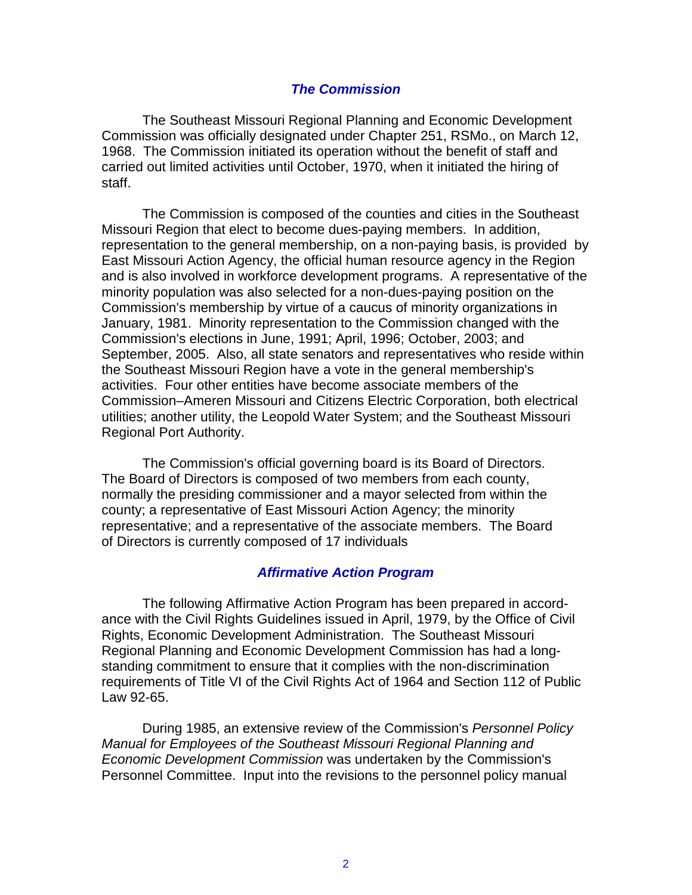## *The Commission*

The Southeast Missouri Regional Planning and Economic Development Commission was officially designated under Chapter 251, RSMo., on March 12, 1968. The Commission initiated its operation without the benefit of staff and carried out limited activities until October, 1970, when it initiated the hiring of staff.

The Commission is composed of the counties and cities in the Southeast Missouri Region that elect to become dues-paying members. In addition, representation to the general membership, on a non-paying basis, is provided by East Missouri Action Agency, the official human resource agency in the Region and is also involved in workforce development programs. A representative of the minority population was also selected for a non-dues-paying position on the Commission's membership by virtue of a caucus of minority organizations in January, 1981. Minority representation to the Commission changed with the Commission's elections in June, 1991; April, 1996; October, 2003; and September, 2005. Also, all state senators and representatives who reside within the Southeast Missouri Region have a vote in the general membership's activities. Four other entities have become associate members of the Commission–Ameren Missouri and Citizens Electric Corporation, both electrical utilities; another utility, the Leopold Water System; and the Southeast Missouri Regional Port Authority.

The Commission's official governing board is its Board of Directors. The Board of Directors is composed of two members from each county, normally the presiding commissioner and a mayor selected from within the county; a representative of East Missouri Action Agency; the minority representative; and a representative of the associate members. The Board of Directors is currently composed of 17 individuals

## *Affirmative Action Program*

The following Affirmative Action Program has been prepared in accordance with the Civil Rights Guidelines issued in April, 1979, by the Office of Civil Rights, Economic Development Administration. The Southeast Missouri Regional Planning and Economic Development Commission has had a long-standing commitment to ensure that it complies with the non-discrimination requirements of Title VI of the Civil Rights Act of 1964 and Section 112 of Public Law 92-65.

During 1985, an extensive review of the Commission's *Personnel Policy Manual for Employees of the Southeast Missouri Regional Planning and Economic Development Commission* was undertaken by the Commission's Personnel Committee. Input into the revisions to the personnel policy manual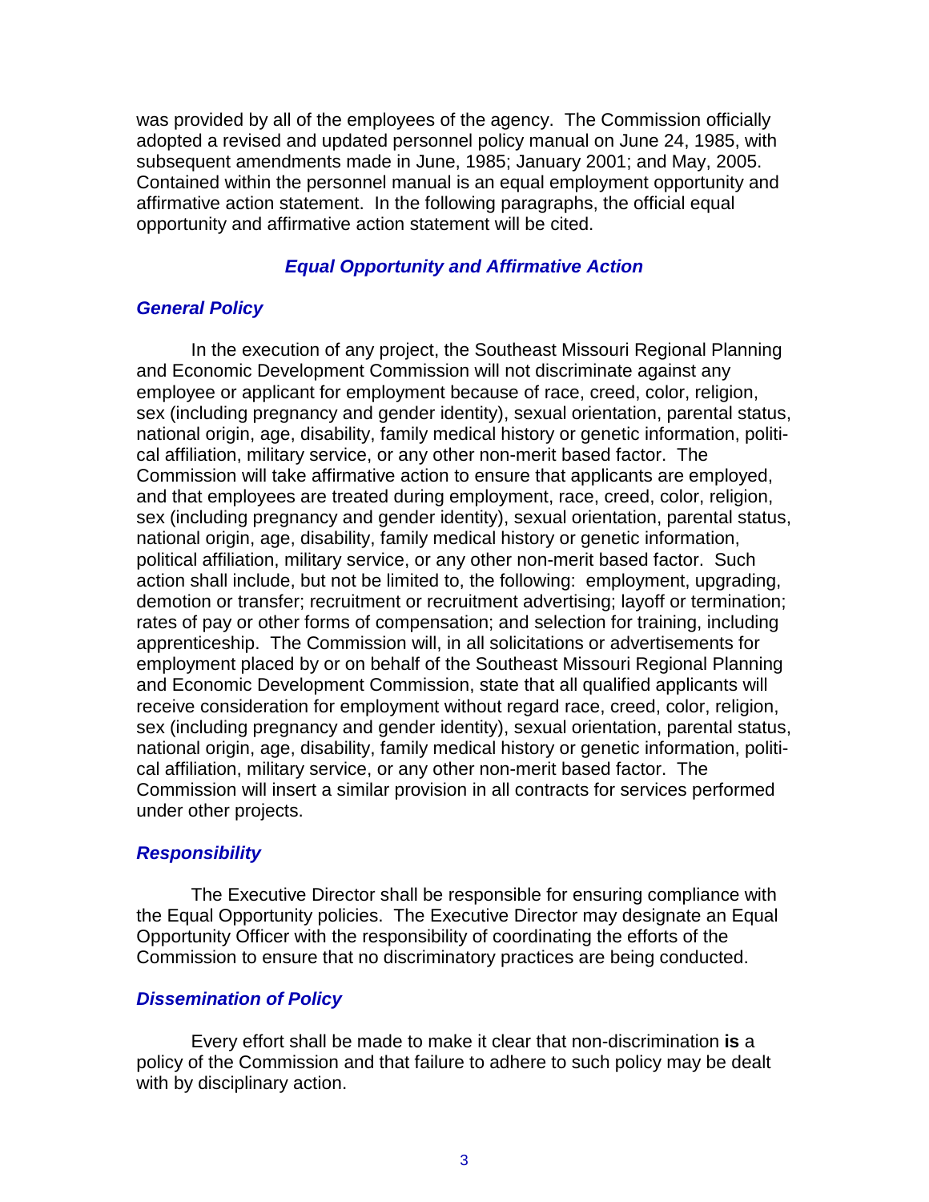was provided by all of the employees of the agency. The Commission officially adopted a revised and updated personnel policy manual on June 24, 1985, with subsequent amendments made in June, 1985; January 2001; and May, 2005. Contained within the personnel manual is an equal employment opportunity and affirmative action statement. In the following paragraphs, the official equal opportunity and affirmative action statement will be cited.

## *Equal Opportunity and Affirmative Action*

### *General Policy*

In the execution of any project, the Southeast Missouri Regional Planning and Economic Development Commission will not discriminate against any employee or applicant for employment because of race, creed, color, religion, sex (including pregnancy and gender identity), sexual orientation, parental status, national origin, age, disability, family medical history or genetic information, political affiliation, military service, or any other non-merit based factor. The Commission will take affirmative action to ensure that applicants are employed, and that employees are treated during employment, race, creed, color, religion, sex (including pregnancy and gender identity), sexual orientation, parental status, national origin, age, disability, family medical history or genetic information, political affiliation, military service, or any other non-merit based factor. Such action shall include, but not be limited to, the following: employment, upgrading, demotion or transfer; recruitment or recruitment advertising; layoff or termination; rates of pay or other forms of compensation; and selection for training, including apprenticeship. The Commission will, in all solicitations or advertisements for employment placed by or on behalf of the Southeast Missouri Regional Planning and Economic Development Commission, state that all qualified applicants will receive consideration for employment without regard race, creed, color, religion, sex (including pregnancy and gender identity), sexual orientation, parental status, national origin, age, disability, family medical history or genetic information, political affiliation, military service, or any other non-merit based factor. The Commission will insert a similar provision in all contracts for services performed under other projects.

### *Responsibility*

The Executive Director shall be responsible for ensuring compliance with the Equal Opportunity policies. The Executive Director may designate an Equal Opportunity Officer with the responsibility of coordinating the efforts of the Commission to ensure that no discriminatory practices are being conducted.

### *Dissemination of Policy*

Every effort shall be made to make it clear that non-discrimination **is** a policy of the Commission and that failure to adhere to such policy may be dealt with by disciplinary action.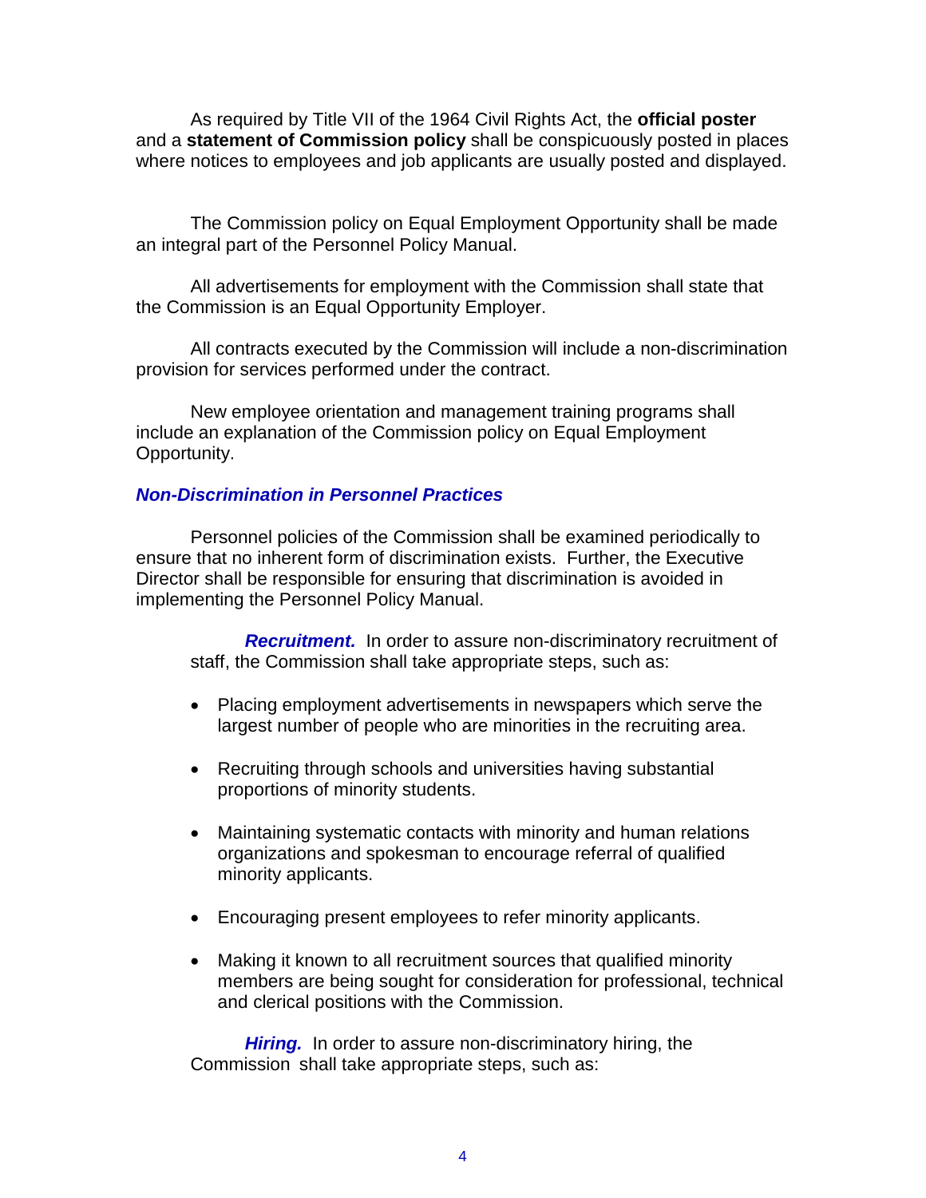As required by Title VII of the 1964 Civil Rights Act, the **official poster** and a **statement of Commission policy** shall be conspicuously posted in places where notices to employees and job applicants are usually posted and displayed.

The Commission policy on Equal Employment Opportunity shall be made an integral part of the Personnel Policy Manual.

All advertisements for employment with the Commission shall state that the Commission is an Equal Opportunity Employer.

All contracts executed by the Commission will include a non-discrimination provision for services performed under the contract.

New employee orientation and management training programs shall include an explanation of the Commission policy on Equal Employment Opportunity.

### *Non-Discrimination in Personnel Practices*

Personnel policies of the Commission shall be examined periodically to ensure that no inherent form of discrimination exists. Further, the Executive Director shall be responsible for ensuring that discrimination is avoided in implementing the Personnel Policy Manual.

***Recruitment.*** In order to assure non-discriminatory recruitment of staff, the Commission shall take appropriate steps, such as:

- Placing employment advertisements in newspapers which serve the largest number of people who are minorities in the recruiting area.
- Recruiting through schools and universities having substantial proportions of minority students.
- Maintaining systematic contacts with minority and human relations organizations and spokesman to encourage referral of qualified minority applicants.
- Encouraging present employees to refer minority applicants.
- Making it known to all recruitment sources that qualified minority members are being sought for consideration for professional, technical and clerical positions with the Commission.

***Hiring.*** In order to assure non-discriminatory hiring, the Commission shall take appropriate steps, such as: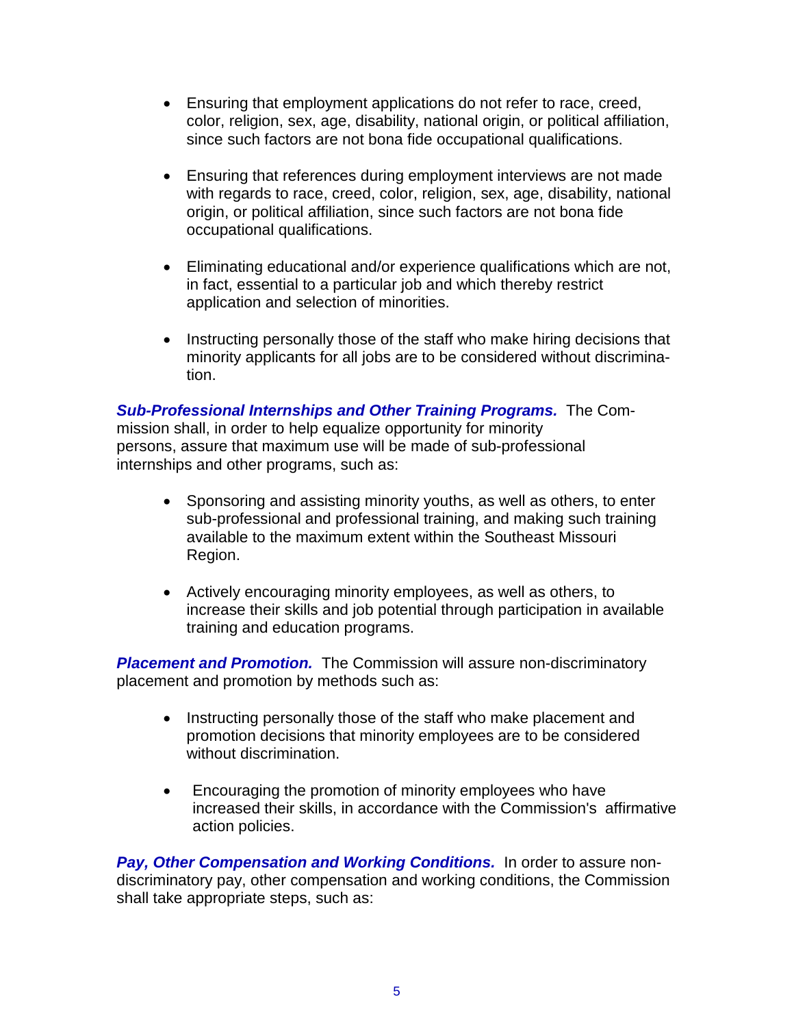- Ensuring that employment applications do not refer to race, creed, color, religion, sex, age, disability, national origin, or political affiliation, since such factors are not bona fide occupational qualifications.

- Ensuring that references during employment interviews are not made with regards to race, creed, color, religion, sex, age, disability, national origin, or political affiliation, since such factors are not bona fide occupational qualifications.

- Eliminating educational and/or experience qualifications which are not, in fact, essential to a particular job and which thereby restrict application and selection of minorities.

- Instructing personally those of the staff who make hiring decisions that minority applicants for all jobs are to be considered without discrimination.

***Sub-Professional Internships and Other Training Programs.*** The Commission shall, in order to help equalize opportunity for minority persons, assure that maximum use will be made of sub-professional internships and other programs, such as:

- Sponsoring and assisting minority youths, as well as others, to enter sub-professional and professional training, and making such training available to the maximum extent within the Southeast Missouri Region.

- Actively encouraging minority employees, as well as others, to increase their skills and job potential through participation in available training and education programs.

***Placement and Promotion.*** The Commission will assure non-discriminatory placement and promotion by methods such as:

- Instructing personally those of the staff who make placement and promotion decisions that minority employees are to be considered without discrimination.

- Encouraging the promotion of minority employees who have increased their skills, in accordance with the Commission's affirmative action policies.

***Pay, Other Compensation and Working Conditions.*** In order to assure non-discriminatory pay, other compensation and working conditions, the Commission shall take appropriate steps, such as: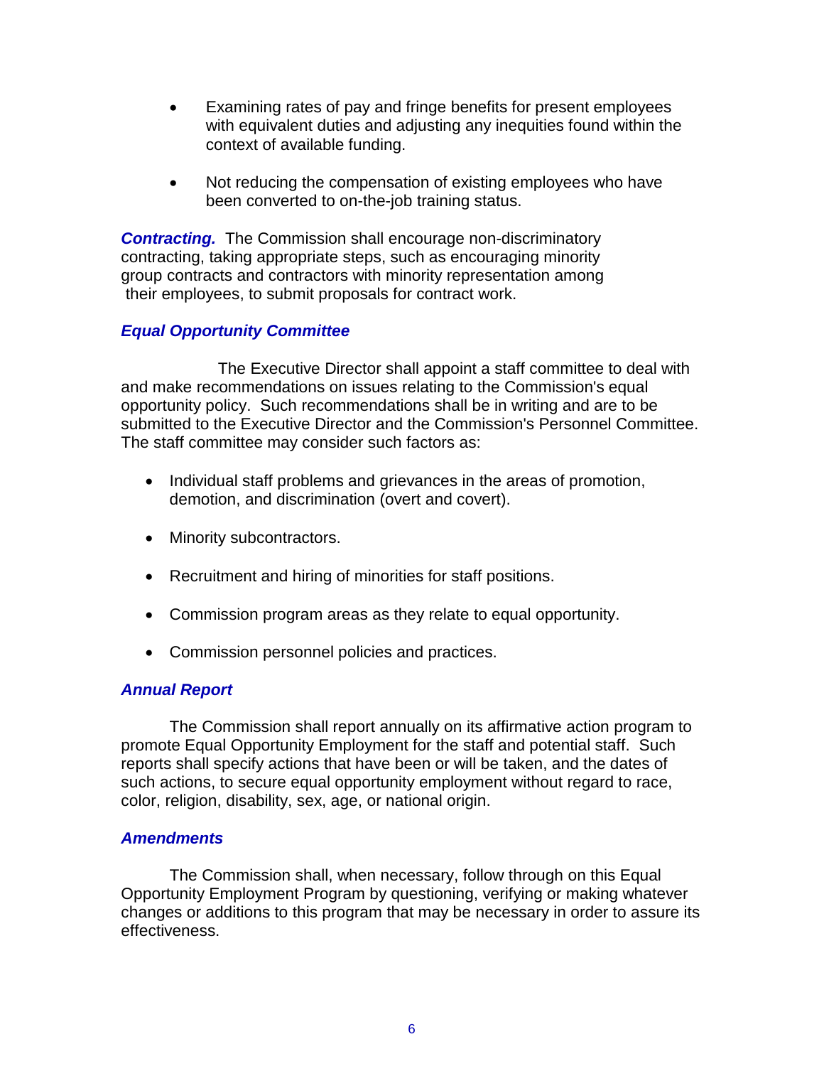- Examining rates of pay and fringe benefits for present employees with equivalent duties and adjusting any inequities found within the context of available funding.

- Not reducing the compensation of existing employees who have been converted to on-the-job training status.

***Contracting.*** The Commission shall encourage non-discriminatory contracting, taking appropriate steps, such as encouraging minority group contracts and contractors with minority representation among their employees, to submit proposals for contract work.

### *Equal Opportunity Committee*

The Executive Director shall appoint a staff committee to deal with and make recommendations on issues relating to the Commission's equal opportunity policy. Such recommendations shall be in writing and are to be submitted to the Executive Director and the Commission's Personnel Committee. The staff committee may consider such factors as:

- Individual staff problems and grievances in the areas of promotion, demotion, and discrimination (overt and covert).

- Minority subcontractors.

- Recruitment and hiring of minorities for staff positions.

- Commission program areas as they relate to equal opportunity.

- Commission personnel policies and practices.

### *Annual Report*

The Commission shall report annually on its affirmative action program to promote Equal Opportunity Employment for the staff and potential staff. Such reports shall specify actions that have been or will be taken, and the dates of such actions, to secure equal opportunity employment without regard to race, color, religion, disability, sex, age, or national origin.

### *Amendments*

The Commission shall, when necessary, follow through on this Equal Opportunity Employment Program by questioning, verifying or making whatever changes or additions to this program that may be necessary in order to assure its effectiveness.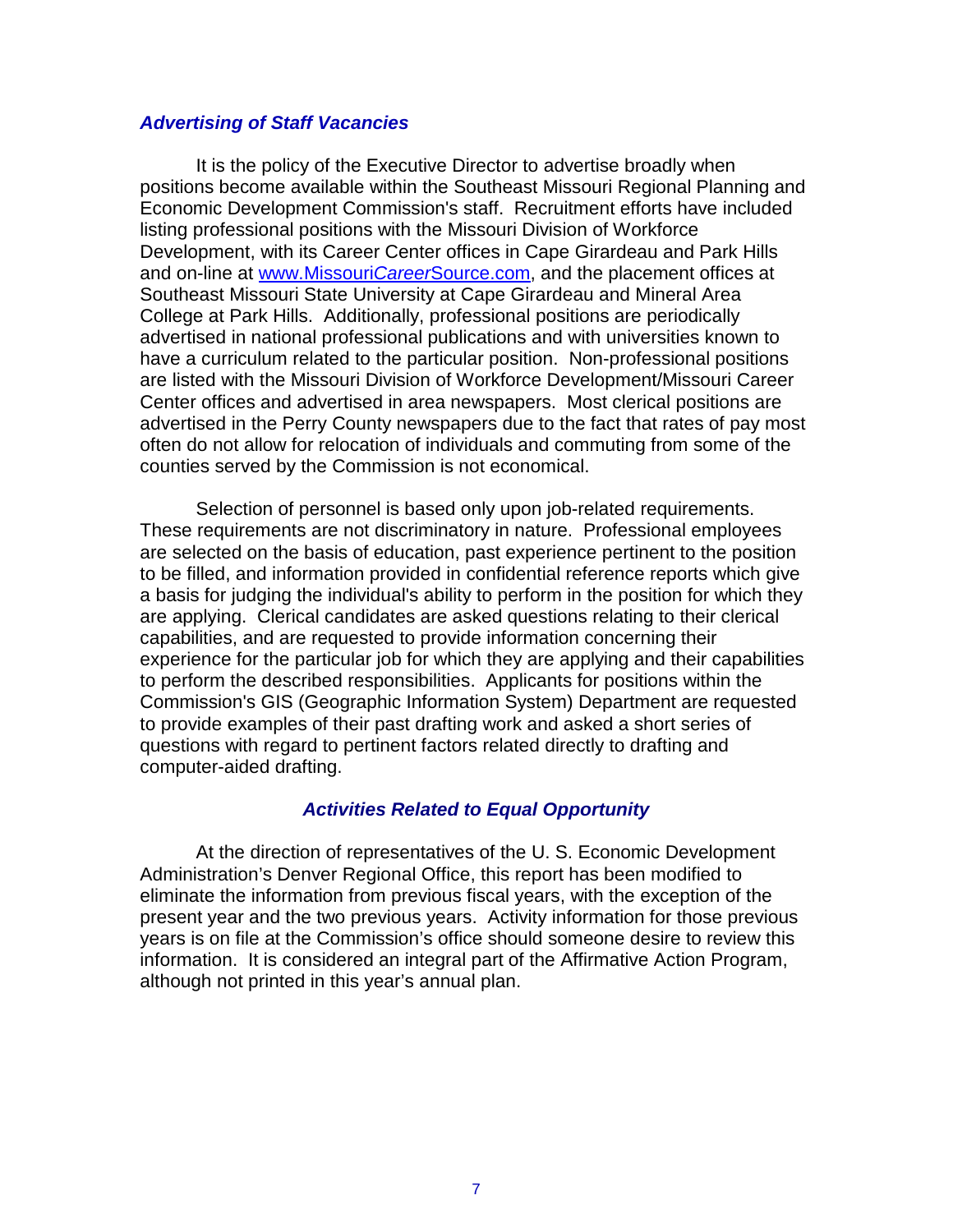### ***Advertising of Staff Vacancies***

It is the policy of the Executive Director to advertise broadly when positions become available within the Southeast Missouri Regional Planning and Economic Development Commission's staff. Recruitment efforts have included listing professional positions with the Missouri Division of Workforce Development, with its Career Center offices in Cape Girardeau and Park Hills and on-line at [www.Missouri*Career*Source.com](http://www.MissouriCareerSource.com), and the placement offices at Southeast Missouri State University at Cape Girardeau and Mineral Area College at Park Hills. Additionally, professional positions are periodically advertised in national professional publications and with universities known to have a curriculum related to the particular position. Non-professional positions are listed with the Missouri Division of Workforce Development/Missouri Career Center offices and advertised in area newspapers. Most clerical positions are advertised in the Perry County newspapers due to the fact that rates of pay most often do not allow for relocation of individuals and commuting from some of the counties served by the Commission is not economical.

Selection of personnel is based only upon job-related requirements. These requirements are not discriminatory in nature. Professional employees are selected on the basis of education, past experience pertinent to the position to be filled, and information provided in confidential reference reports which give a basis for judging the individual's ability to perform in the position for which they are applying. Clerical candidates are asked questions relating to their clerical capabilities, and are requested to provide information concerning their experience for the particular job for which they are applying and their capabilities to perform the described responsibilities. Applicants for positions within the Commission's GIS (Geographic Information System) Department are requested to provide examples of their past drafting work and asked a short series of questions with regard to pertinent factors related directly to drafting and computer-aided drafting.

### ***Activities Related to Equal Opportunity***

At the direction of representatives of the U. S. Economic Development Administration's Denver Regional Office, this report has been modified to eliminate the information from previous fiscal years, with the exception of the present year and the two previous years. Activity information for those previous years is on file at the Commission's office should someone desire to review this information. It is considered an integral part of the Affirmative Action Program, although not printed in this year's annual plan.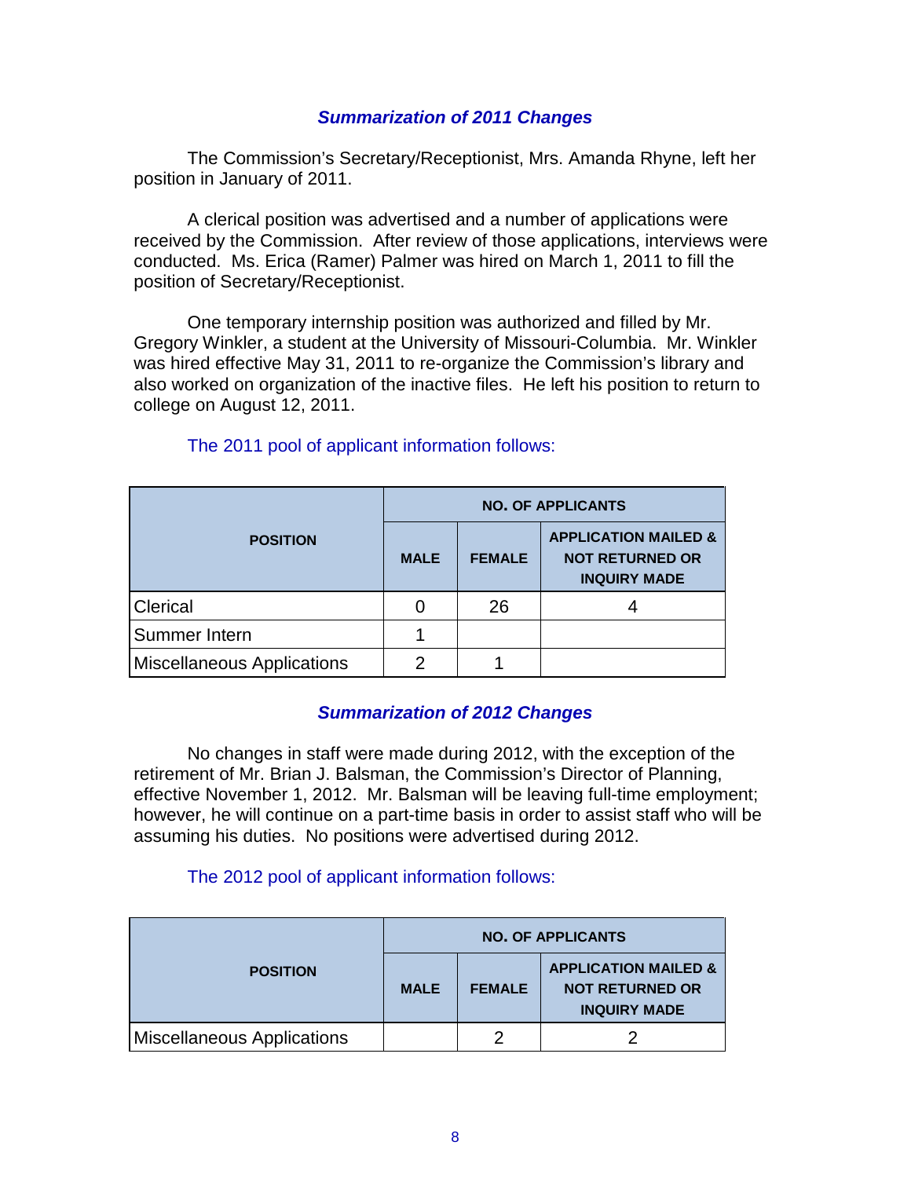### *Summarization of 2011 Changes*

The Commission's Secretary/Receptionist, Mrs. Amanda Rhyne, left her position in January of 2011.

A clerical position was advertised and a number of applications were received by the Commission. After review of those applications, interviews were conducted. Ms. Erica (Ramer) Palmer was hired on March 1, 2011 to fill the position of Secretary/Receptionist.

One temporary internship position was authorized and filled by Mr. Gregory Winkler, a student at the University of Missouri-Columbia. Mr. Winkler was hired effective May 31, 2011 to re-organize the Commission's library and also worked on organization of the inactive files. He left his position to return to college on August 12, 2011.

The 2011 pool of applicant information follows:

| POSITION | NO. OF APPLICANTS | | |
|---|---|---|---|
| | MALE | FEMALE | APPLICATION MAILED & NOT RETURNED OR INQUIRY MADE |
| Clerical | 0 | 26 | 4 |
| Summer Intern | 1 | | |
| Miscellaneous Applications | 2 | 1 | |

### *Summarization of 2012 Changes*

No changes in staff were made during 2012, with the exception of the retirement of Mr. Brian J. Balsman, the Commission's Director of Planning, effective November 1, 2012. Mr. Balsman will be leaving full-time employment; however, he will continue on a part-time basis in order to assist staff who will be assuming his duties. No positions were advertised during 2012.

The 2012 pool of applicant information follows:

| POSITION | NO. OF APPLICANTS | | |
|---|---|---|---|
| | MALE | FEMALE | APPLICATION MAILED & NOT RETURNED OR INQUIRY MADE |
| Miscellaneous Applications | | 2 | 2 |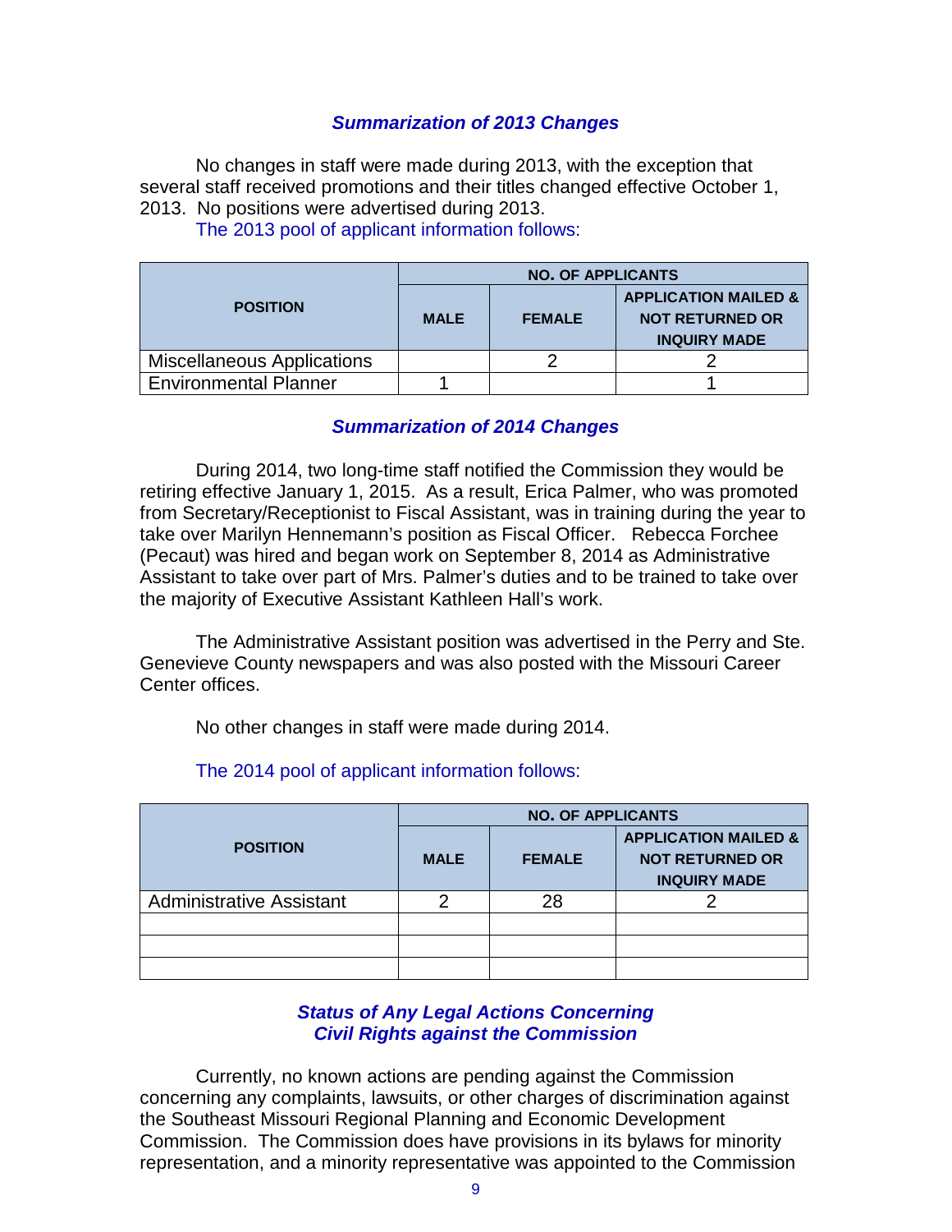### *Summarization of 2013 Changes*

No changes in staff were made during 2013, with the exception that several staff received promotions and their titles changed effective October 1, 2013. No positions were advertised during 2013.

The 2013 pool of applicant information follows:

| POSITION | NO. OF APPLICANTS | | |
|---|---|---|---|
| | MALE | FEMALE | APPLICATION MAILED & NOT RETURNED OR INQUIRY MADE |
| Miscellaneous Applications | | 2 | 2 |
| Environmental Planner | 1 | | 1 |

### *Summarization of 2014 Changes*

During 2014, two long-time staff notified the Commission they would be retiring effective January 1, 2015. As a result, Erica Palmer, who was promoted from Secretary/Receptionist to Fiscal Assistant, was in training during the year to take over Marilyn Hennemann's position as Fiscal Officer. Rebecca Forchee (Pecaut) was hired and began work on September 8, 2014 as Administrative Assistant to take over part of Mrs. Palmer's duties and to be trained to take over the majority of Executive Assistant Kathleen Hall's work.

The Administrative Assistant position was advertised in the Perry and Ste. Genevieve County newspapers and was also posted with the Missouri Career Center offices.

No other changes in staff were made during 2014.

The 2014 pool of applicant information follows:

| POSITION | NO. OF APPLICANTS | | |
|---|---|---|---|
| | MALE | FEMALE | APPLICATION MAILED & NOT RETURNED OR INQUIRY MADE |
| Administrative Assistant | 2 | 28 | 2 |
| | | | |
| | | | |
| | | | |

### *Status of Any Legal Actions Concerning Civil Rights against the Commission*

Currently, no known actions are pending against the Commission concerning any complaints, lawsuits, or other charges of discrimination against the Southeast Missouri Regional Planning and Economic Development Commission. The Commission does have provisions in its bylaws for minority representation, and a minority representative was appointed to the Commission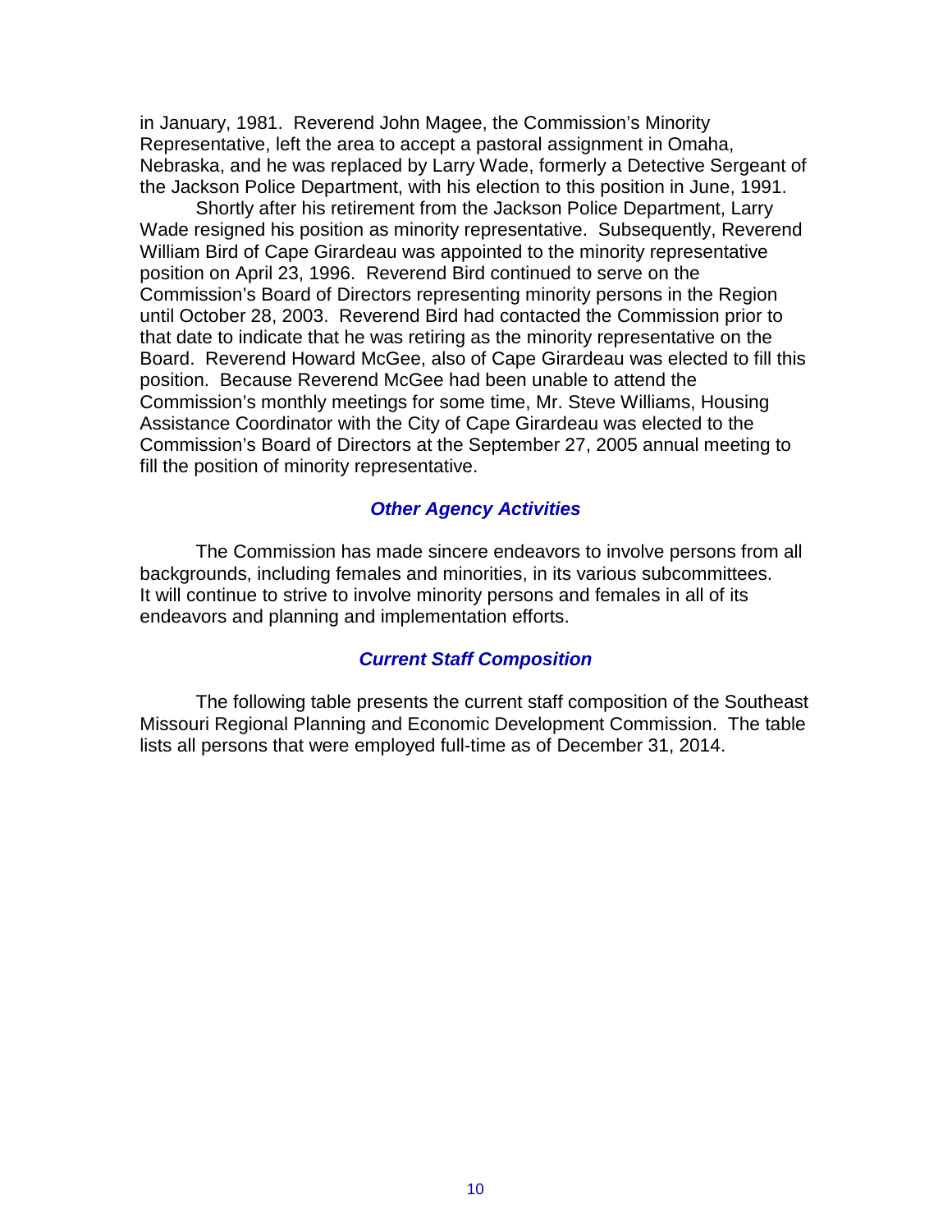in January, 1981. Reverend John Magee, the Commission's Minority Representative, left the area to accept a pastoral assignment in Omaha, Nebraska, and he was replaced by Larry Wade, formerly a Detective Sergeant of the Jackson Police Department, with his election to this position in June, 1991.

Shortly after his retirement from the Jackson Police Department, Larry Wade resigned his position as minority representative. Subsequently, Reverend William Bird of Cape Girardeau was appointed to the minority representative position on April 23, 1996. Reverend Bird continued to serve on the Commission's Board of Directors representing minority persons in the Region until October 28, 2003. Reverend Bird had contacted the Commission prior to that date to indicate that he was retiring as the minority representative on the Board. Reverend Howard McGee, also of Cape Girardeau was elected to fill this position. Because Reverend McGee had been unable to attend the Commission's monthly meetings for some time, Mr. Steve Williams, Housing Assistance Coordinator with the City of Cape Girardeau was elected to the Commission's Board of Directors at the September 27, 2005 annual meeting to fill the position of minority representative.

### *Other Agency Activities*

The Commission has made sincere endeavors to involve persons from all backgrounds, including females and minorities, in its various subcommittees. It will continue to strive to involve minority persons and females in all of its endeavors and planning and implementation efforts.

### *Current Staff Composition*

The following table presents the current staff composition of the Southeast Missouri Regional Planning and Economic Development Commission. The table lists all persons that were employed full-time as of December 31, 2014.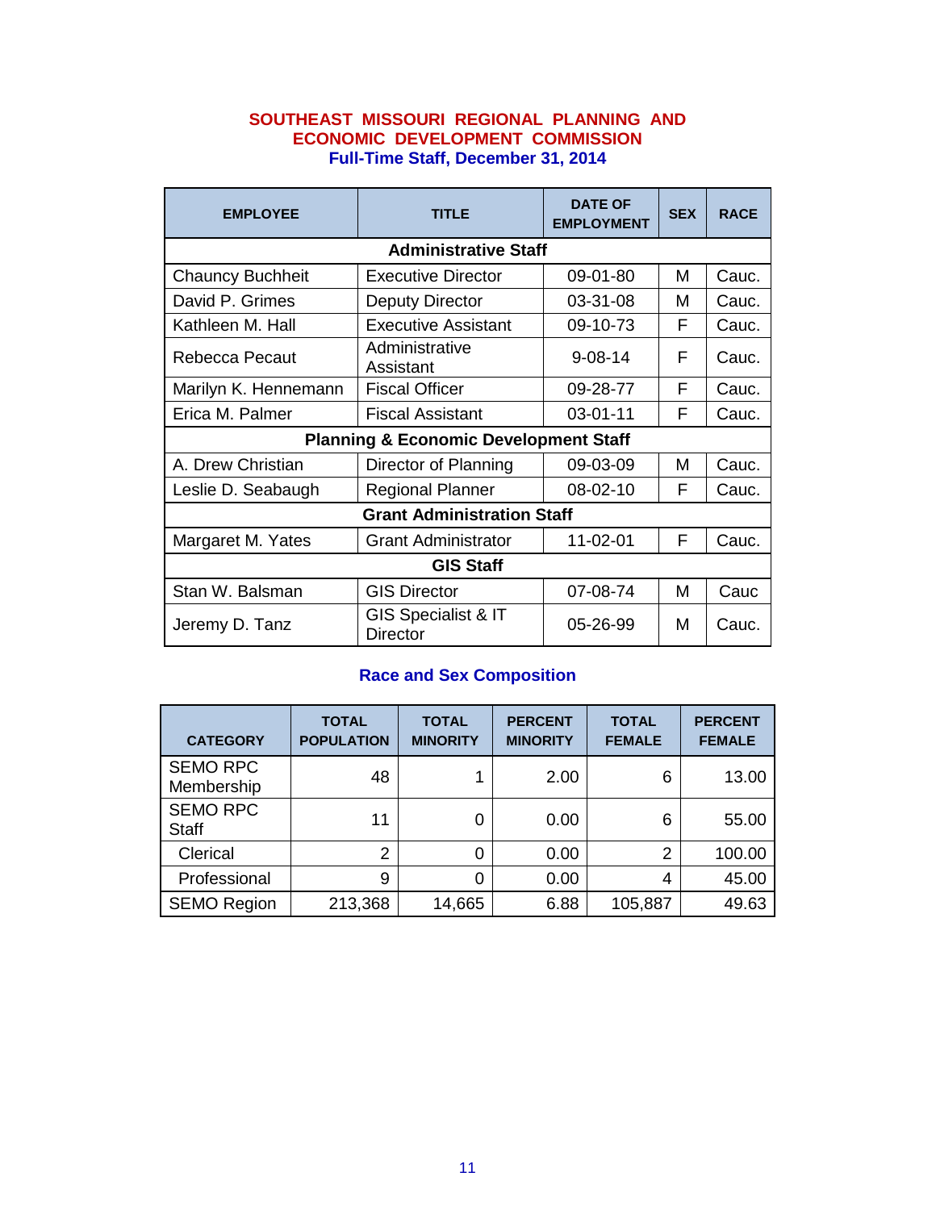## SOUTHEAST MISSOURI REGIONAL PLANNING AND ECONOMIC DEVELOPMENT COMMISSION

### Full-Time Staff, December 31, 2014

| EMPLOYEE | TITLE | DATE OF EMPLOYMENT | SEX | RACE |
|---|---|---|---|---|
| **Administrative Staff** | | | | |
| Chauncy Buchheit | Executive Director | 09-01-80 | M | Cauc. |
| David P. Grimes | Deputy Director | 03-31-08 | M | Cauc. |
| Kathleen M. Hall | Executive Assistant | 09-10-73 | F | Cauc. |
| Rebecca Pecaut | Administrative Assistant | 9-08-14 | F | Cauc. |
| Marilyn K. Hennemann | Fiscal Officer | 09-28-77 | F | Cauc. |
| Erica M. Palmer | Fiscal Assistant | 03-01-11 | F | Cauc. |
| **Planning & Economic Development Staff** | | | | |
| A. Drew Christian | Director of Planning | 09-03-09 | M | Cauc. |
| Leslie D. Seabaugh | Regional Planner | 08-02-10 | F | Cauc. |
| **Grant Administration Staff** | | | | |
| Margaret M. Yates | Grant Administrator | 11-02-01 | F | Cauc. |
| **GIS Staff** | | | | |
| Stan W. Balsman | GIS Director | 07-08-74 | M | Cauc |
| Jeremy D. Tanz | GIS Specialist & IT Director | 05-26-99 | M | Cauc. |

### Race and Sex Composition

| CATEGORY | TOTAL POPULATION | TOTAL MINORITY | PERCENT MINORITY | TOTAL FEMALE | PERCENT FEMALE |
|---|---|---|---|---|---|
| SEMO RPC Membership | 48 | 1 | 2.00 | 6 | 13.00 |
| SEMO RPC Staff | 11 | 0 | 0.00 | 6 | 55.00 |
| Clerical | 2 | 0 | 0.00 | 2 | 100.00 |
| Professional | 9 | 0 | 0.00 | 4 | 45.00 |
| SEMO Region | 213,368 | 14,665 | 6.88 | 105,887 | 49.63 |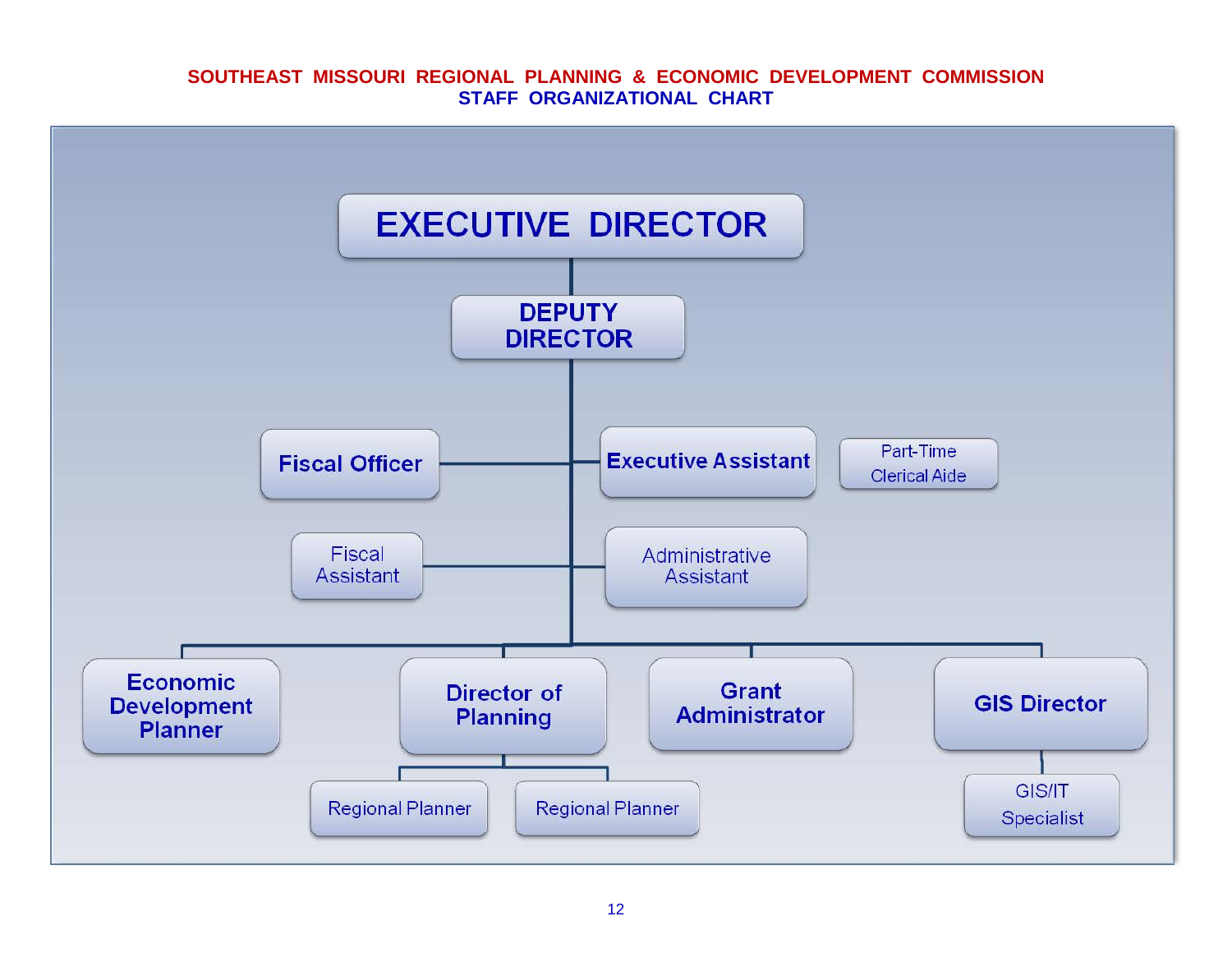# SOUTHEAST MISSOURI REGIONAL PLANNING & ECONOMIC DEVELOPMENT COMMISSION

## STAFF ORGANIZATIONAL CHART

EXECUTIVE DIRECTOR

DEPUTY DIRECTOR

Fiscal Officer

Executive Assistant

Part-Time Clerical Aide

Fiscal Assistant

Administrative Assistant

Economic Development Planner

Director of Planning

Grant Administrator

GIS Director

Regional Planner

Regional Planner

GIS/IT Specialist